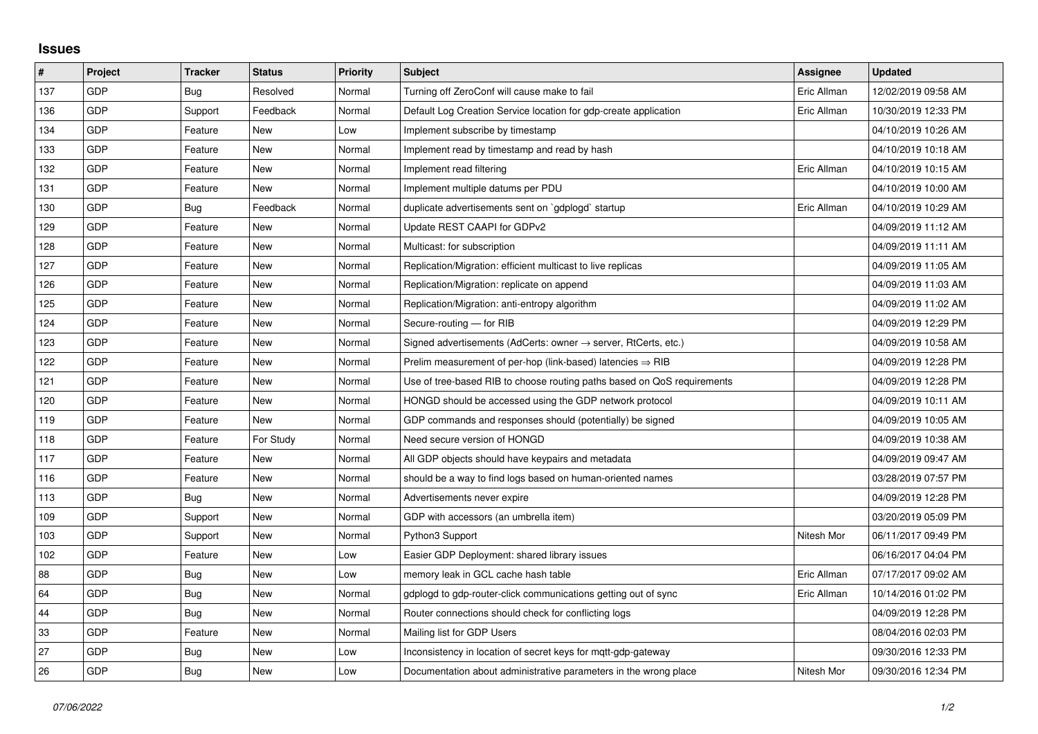## Issues

| # | Project | Tracker | Status | Priority | Subject | Assignee | Updated |
|---|---|---|---|---|---|---|---|
| 137 | GDP | Bug | Resolved | Normal | Turning off ZeroConf will cause make to fail | Eric Allman | 12/02/2019 09:58 AM |
| 136 | GDP | Support | Feedback | Normal | Default Log Creation Service location for gdp-create application | Eric Allman | 10/30/2019 12:33 PM |
| 134 | GDP | Feature | New | Low | Implement subscribe by timestamp | | 04/10/2019 10:26 AM |
| 133 | GDP | Feature | New | Normal | Implement read by timestamp and read by hash | | 04/10/2019 10:18 AM |
| 132 | GDP | Feature | New | Normal | Implement read filtering | Eric Allman | 04/10/2019 10:15 AM |
| 131 | GDP | Feature | New | Normal | Implement multiple datums per PDU | | 04/10/2019 10:00 AM |
| 130 | GDP | Bug | Feedback | Normal | duplicate advertisements sent on `gdplogd` startup | Eric Allman | 04/10/2019 10:29 AM |
| 129 | GDP | Feature | New | Normal | Update REST CAAPI for GDPv2 | | 04/09/2019 11:12 AM |
| 128 | GDP | Feature | New | Normal | Multicast: for subscription | | 04/09/2019 11:11 AM |
| 127 | GDP | Feature | New | Normal | Replication/Migration: efficient multicast to live replicas | | 04/09/2019 11:05 AM |
| 126 | GDP | Feature | New | Normal | Replication/Migration: replicate on append | | 04/09/2019 11:03 AM |
| 125 | GDP | Feature | New | Normal | Replication/Migration: anti-entropy algorithm | | 04/09/2019 11:02 AM |
| 124 | GDP | Feature | New | Normal | Secure-routing — for RIB | | 04/09/2019 12:29 PM |
| 123 | GDP | Feature | New | Normal | Signed advertisements (AdCerts: owner → server, RtCerts, etc.) | | 04/09/2019 10:58 AM |
| 122 | GDP | Feature | New | Normal | Prelim measurement of per-hop (link-based) latencies ⇒ RIB | | 04/09/2019 12:28 PM |
| 121 | GDP | Feature | New | Normal | Use of tree-based RIB to choose routing paths based on QoS requirements | | 04/09/2019 12:28 PM |
| 120 | GDP | Feature | New | Normal | HONGD should be accessed using the GDP network protocol | | 04/09/2019 10:11 AM |
| 119 | GDP | Feature | New | Normal | GDP commands and responses should (potentially) be signed | | 04/09/2019 10:05 AM |
| 118 | GDP | Feature | For Study | Normal | Need secure version of HONGD | | 04/09/2019 10:38 AM |
| 117 | GDP | Feature | New | Normal | All GDP objects should have keypairs and metadata | | 04/09/2019 09:47 AM |
| 116 | GDP | Feature | New | Normal | should be a way to find logs based on human-oriented names | | 03/28/2019 07:57 PM |
| 113 | GDP | Bug | New | Normal | Advertisements never expire | | 04/09/2019 12:28 PM |
| 109 | GDP | Support | New | Normal | GDP with accessors (an umbrella item) | | 03/20/2019 05:09 PM |
| 103 | GDP | Support | New | Normal | Python3 Support | Nitesh Mor | 06/11/2017 09:49 PM |
| 102 | GDP | Feature | New | Low | Easier GDP Deployment: shared library issues | | 06/16/2017 04:04 PM |
| 88 | GDP | Bug | New | Low | memory leak in GCL cache hash table | Eric Allman | 07/17/2017 09:02 AM |
| 64 | GDP | Bug | New | Normal | gdplogd to gdp-router-click communications getting out of sync | Eric Allman | 10/14/2016 01:02 PM |
| 44 | GDP | Bug | New | Normal | Router connections should check for conflicting logs | | 04/09/2019 12:28 PM |
| 33 | GDP | Feature | New | Normal | Mailing list for GDP Users | | 08/04/2016 02:03 PM |
| 27 | GDP | Bug | New | Low | Inconsistency in location of secret keys for mqtt-gdp-gateway | | 09/30/2016 12:33 PM |
| 26 | GDP | Bug | New | Low | Documentation about administrative parameters in the wrong place | Nitesh Mor | 09/30/2016 12:34 PM |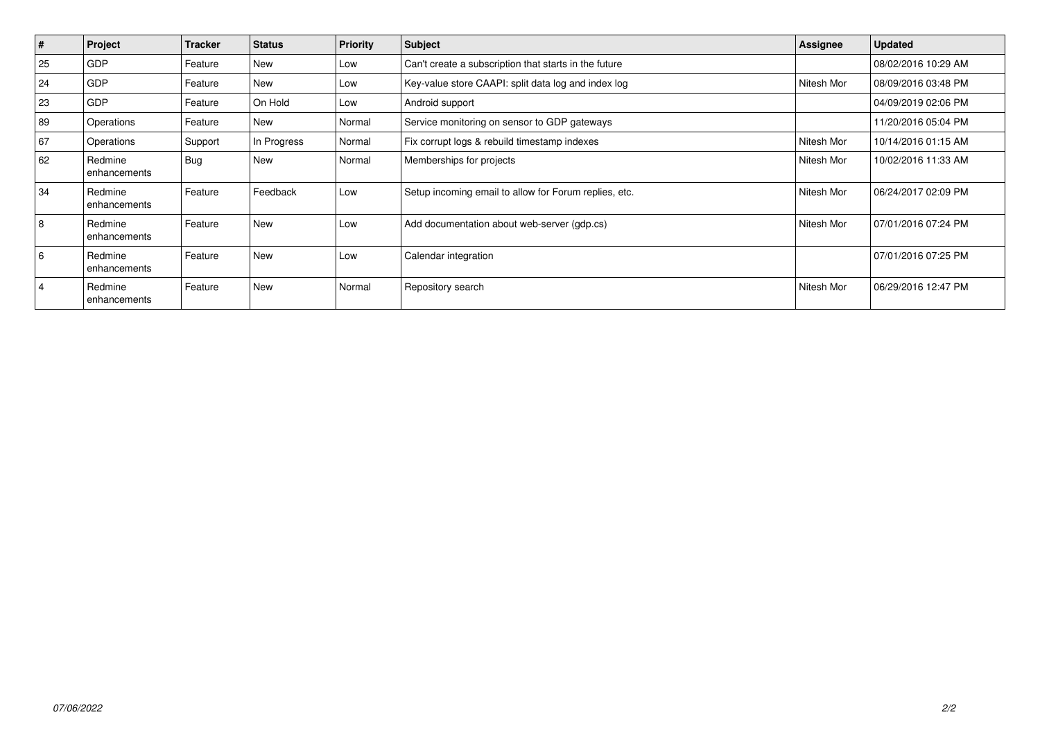| # | Project | Tracker | Status | Priority | Subject | Assignee | Updated |
|---|---|---|---|---|---|---|---|
| 25 | GDP | Feature | New | Low | Can't create a subscription that starts in the future | | 08/02/2016 10:29 AM |
| 24 | GDP | Feature | New | Low | Key-value store CAAPI: split data log and index log | Nitesh Mor | 08/09/2016 03:48 PM |
| 23 | GDP | Feature | On Hold | Low | Android support | | 04/09/2019 02:06 PM |
| 89 | Operations | Feature | New | Normal | Service monitoring on sensor to GDP gateways | | 11/20/2016 05:04 PM |
| 67 | Operations | Support | In Progress | Normal | Fix corrupt logs & rebuild timestamp indexes | Nitesh Mor | 10/14/2016 01:15 AM |
| 62 | Redmine enhancements | Bug | New | Normal | Memberships for projects | Nitesh Mor | 10/02/2016 11:33 AM |
| 34 | Redmine enhancements | Feature | Feedback | Low | Setup incoming email to allow for Forum replies, etc. | Nitesh Mor | 06/24/2017 02:09 PM |
| 8 | Redmine enhancements | Feature | New | Low | Add documentation about web-server (gdp.cs) | Nitesh Mor | 07/01/2016 07:24 PM |
| 6 | Redmine enhancements | Feature | New | Low | Calendar integration | | 07/01/2016 07:25 PM |
| 4 | Redmine enhancements | Feature | New | Normal | Repository search | Nitesh Mor | 06/29/2016 12:47 PM |